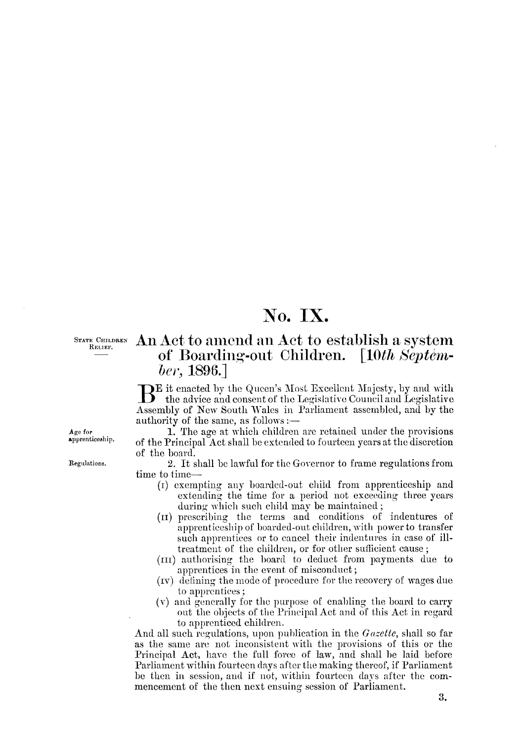# No. IX.

STATE CHILDREN RELIEF.

## An Act to amend an Act to establish a system of Boarding-out Children. [*10th September*, 1896.]

BE it enacted by the Queen's Most Excellent Majesty, by and with the advice and consent of the Legislative Council and Legislative Assembly of New South Wales in Parliament assembled, and by the authority of the same, as follows:—

Age for apprenticeship.

1. The age at which children are retained under the provisions of the Principal Act shall be extended to fourteen years at the discretion of the board.

Regulations.

2. It shall be lawful for the Governor to frame regulations from time to time—

(I) exempting any boarded-out child from apprenticeship and extending the time for a period not exceeding three years during which such child may be maintained;

(II) prescribing the terms and conditions of indentures of apprenticeship of boarded-out children, with power to transfer such apprentices or to cancel their indentures in case of ill-treatment of the children, or for other sufficient cause;

(III) authorising the board to deduct from payments due to apprentices in the event of misconduct;

(IV) defining the mode of procedure for the recovery of wages due to apprentices;

(V) and generally for the purpose of enabling the board to carry out the objects of the Principal Act and of this Act in regard to apprenticed children.

And all such regulations, upon publication in the *Gazette*, shall so far as the same are not inconsistent with the provisions of this or the Principal Act, have the full force of law, and shall be laid before Parliament within fourteen days after the making thereof, if Parliament be then in session, and if not, within fourteen days after the commencement of the then next ensuing session of Parliament.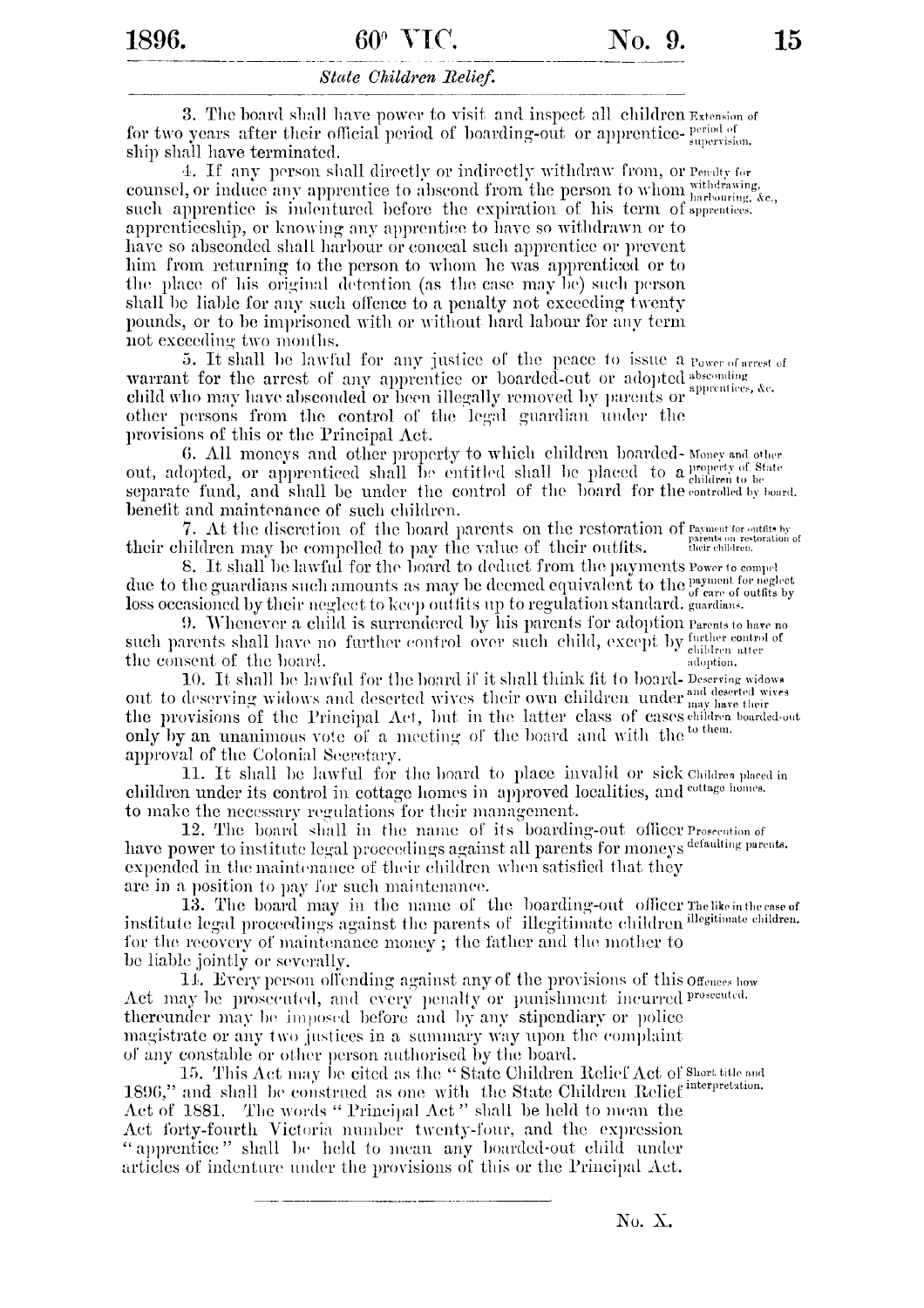3. The board shall have power to visit and inspect all children for two years after their official period of boarding-out or apprenticeship shall have terminated.

*Extension of period of supervision.*

4. If any person shall directly or indirectly withdraw from, or counsel, or induce any apprentice to abscond from the person to whom such apprentice is indentured before the expiration of his term of apprenticeship, or knowing any apprentice to have so withdrawn or to have so absconded shall harbour or conceal such apprentice or prevent him from returning to the person to whom he was apprenticed or to the place of his original detention (as the case may be) such person shall be liable for any such offence to a penalty not exceeding twenty pounds, or to be imprisoned with or without hard labour for any term not exceeding two months.

*Penalty for withdrawing, harbouring, &c., apprentices.*

5. It shall be lawful for any justice of the peace to issue a warrant for the arrest of any apprentice or boarded-out or adopted child who may have absconded or been illegally removed by parents or other persons from the control of the legal guardian under the provisions of this or the Principal Act.

*Power of arrest of absconding apprentices, &c.*

6. All moneys and other property to which children boarded-out, adopted, or apprenticed shall be entitled shall be placed to a separate fund, and shall be under the control of the board for the benefit and maintenance of such children.

*Money and other property of State children to be controlled by board.*

7. At the discretion of the board parents on the restoration of their children may be compelled to pay the value of their outfits.

*Payment for outfits by parents on restoration of their children.*

8. It shall be lawful for the board to deduct from the payments due to the guardians such amounts as may be deemed equivalent to the loss occasioned by their neglect to keep outfits up to regulation standard.

*Power to compel payment for neglect of care of outfits by guardians.*

9. Whenever a child is surrendered by his parents for adoption such parents shall have no further control over such child, except by the consent of the board.

*Parents to have no further control of children after adoption.*

10. It shall be lawful for the board if it shall think fit to board-out to deserving widows and deserted wives their own children under the provisions of the Principal Act, but in the latter class of cases only by an unanimous vote of a meeting of the board and with the approval of the Colonial Secretary.

*Deserving widows and deserted wives may have their children boarded-out to them.*

11. It shall be lawful for the board to place invalid or sick children under its control in cottage homes in approved localities, and to make the necessary regulations for their management.

*Children placed in cottage homes.*

12. The board shall in the name of its boarding-out officer have power to institute legal proceedings against all parents for moneys expended in the maintenance of their children when satisfied that they are in a position to pay for such maintenance.

*Prosecution of defaulting parents.*

13. The board may in the name of the boarding-out officer institute legal proceedings against the parents of illegitimate children for the recovery of maintenance money; the father and the mother to be liable jointly or severally.

*The like in the case of illegitimate children.*

14. Every person offending against any of the provisions of this Act may be prosecuted, and every penalty or punishment incurred thereunder may be imposed before and by any stipendiary or police magistrate or any two justices in a summary way upon the complaint of any constable or other person authorised by the board.

*Offences how prosecuted.*

15. This Act may be cited as the "State Children Relief Act of 1896," and shall be construed as one with the State Children Relief Act of 1881. The words "Principal Act" shall be held to mean the Act forty-fourth Victoria number twenty-four, and the expression "apprentice" shall be held to mean any boarded-out child under articles of indenture under the provisions of this or the Principal Act.

*Short title and interpretation.*

---

No. X.